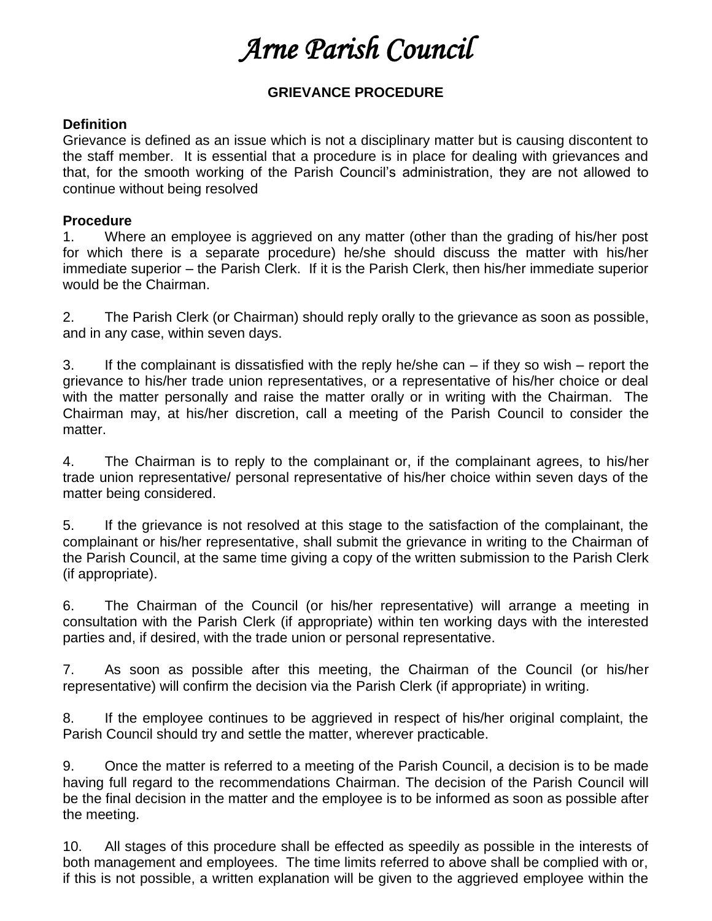# *Arne Parish Council*

## GRIEVANCE PROCEDURE

**Definition**
Grievance is defined as an issue which is not a disciplinary matter but is causing discontent to the staff member. It is essential that a procedure is in place for dealing with grievances and that, for the smooth working of the Parish Council's administration, they are not allowed to continue without being resolved

**Procedure**

1. Where an employee is aggrieved on any matter (other than the grading of his/her post for which there is a separate procedure) he/she should discuss the matter with his/her immediate superior – the Parish Clerk. If it is the Parish Clerk, then his/her immediate superior would be the Chairman.

2. The Parish Clerk (or Chairman) should reply orally to the grievance as soon as possible, and in any case, within seven days.

3. If the complainant is dissatisfied with the reply he/she can – if they so wish – report the grievance to his/her trade union representatives, or a representative of his/her choice or deal with the matter personally and raise the matter orally or in writing with the Chairman. The Chairman may, at his/her discretion, call a meeting of the Parish Council to consider the matter.

4. The Chairman is to reply to the complainant or, if the complainant agrees, to his/her trade union representative/ personal representative of his/her choice within seven days of the matter being considered.

5. If the grievance is not resolved at this stage to the satisfaction of the complainant, the complainant or his/her representative, shall submit the grievance in writing to the Chairman of the Parish Council, at the same time giving a copy of the written submission to the Parish Clerk (if appropriate).

6. The Chairman of the Council (or his/her representative) will arrange a meeting in consultation with the Parish Clerk (if appropriate) within ten working days with the interested parties and, if desired, with the trade union or personal representative.

7. As soon as possible after this meeting, the Chairman of the Council (or his/her representative) will confirm the decision via the Parish Clerk (if appropriate) in writing.

8. If the employee continues to be aggrieved in respect of his/her original complaint, the Parish Council should try and settle the matter, wherever practicable.

9. Once the matter is referred to a meeting of the Parish Council, a decision is to be made having full regard to the recommendations Chairman. The decision of the Parish Council will be the final decision in the matter and the employee is to be informed as soon as possible after the meeting.

10. All stages of this procedure shall be effected as speedily as possible in the interests of both management and employees. The time limits referred to above shall be complied with or, if this is not possible, a written explanation will be given to the aggrieved employee within the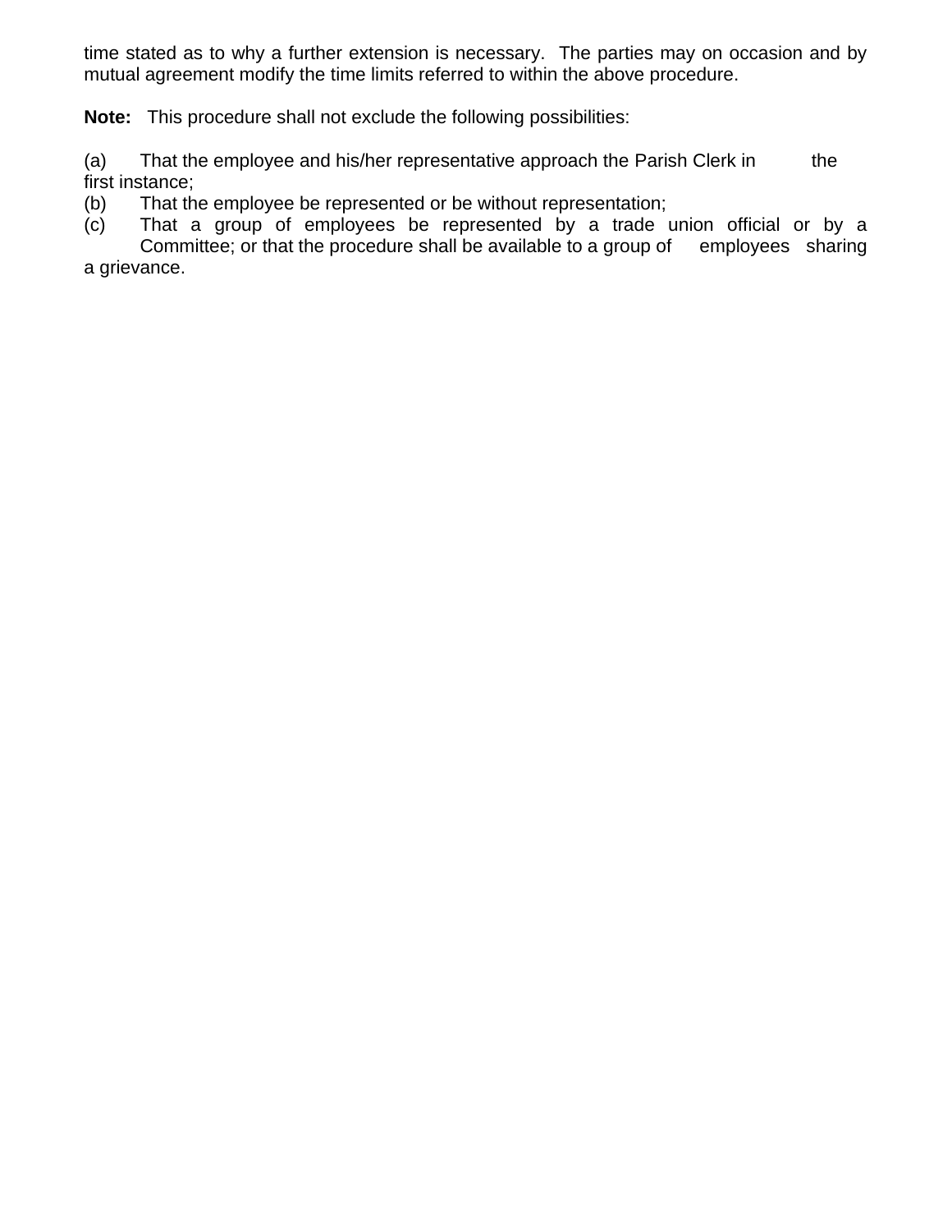time stated as to why a further extension is necessary. The parties may on occasion and by mutual agreement modify the time limits referred to within the above procedure.

**Note:** This procedure shall not exclude the following possibilities:

(a) That the employee and his/her representative approach the Parish Clerk in the first instance;

(b) That the employee be represented or be without representation;

(c) That a group of employees be represented by a trade union official or by a Committee; or that the procedure shall be available to a group of employees sharing a grievance.